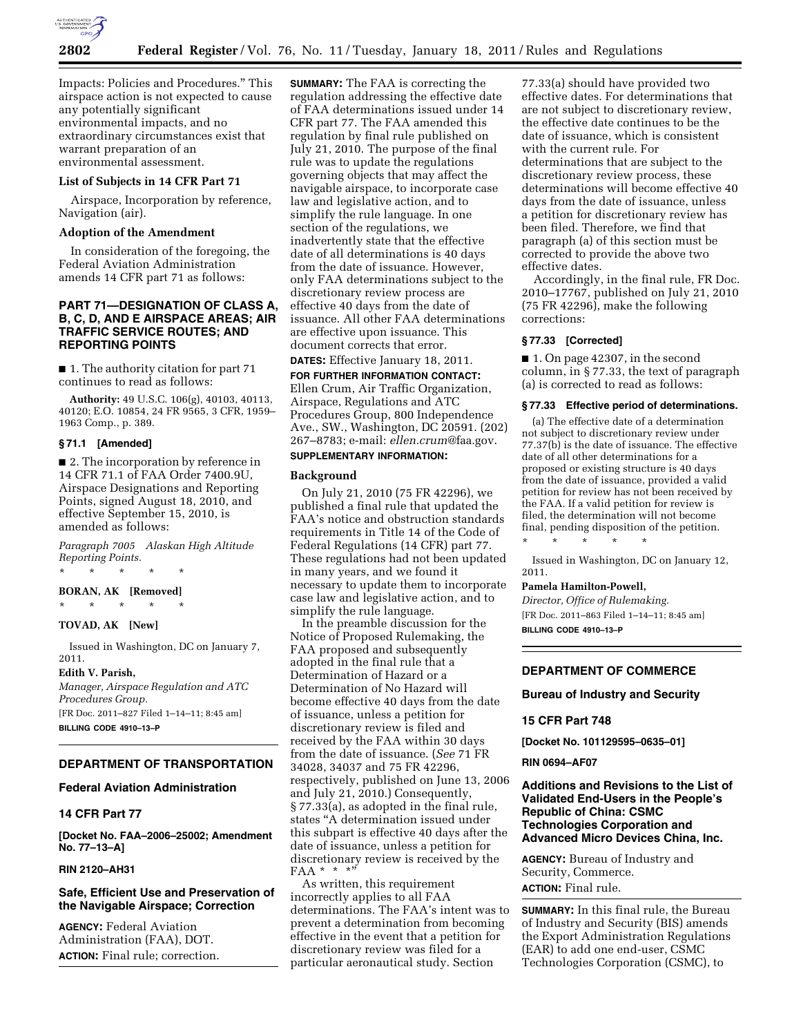Impacts: Policies and Procedures." This airspace action is not expected to cause any potentially significant environmental impacts, and no extraordinary circumstances exist that warrant preparation of an environmental assessment.

### List of Subjects in 14 CFR Part 71

Airspace, Incorporation by reference, Navigation (air).

### Adoption of the Amendment

In consideration of the foregoing, the Federal Aviation Administration amends 14 CFR part 71 as follows:

## PART 71—DESIGNATION OF CLASS A, B, C, D, AND E AIRSPACE AREAS; AIR TRAFFIC SERVICE ROUTES; AND REPORTING POINTS

■ 1. The authority citation for part 71 continues to read as follows:

**Authority:** 49 U.S.C. 106(g), 40103, 40113, 40120; E.O. 10854, 24 FR 9565, 3 CFR, 1959–1963 Comp., p. 389.

### § 71.1 [Amended]

■ 2. The incorporation by reference in 14 CFR 71.1 of FAA Order 7400.9U, Airspace Designations and Reporting Points, signed August 18, 2010, and effective September 15, 2010, is amended as follows:

*Paragraph 7005 Alaskan High Altitude Reporting Points.*

\* \* \* \* \*

**BORAN, AK [Removed]**

\* \* \* \* \*

**TOVAD, AK [New]**

Issued in Washington, DC on January 7, 2011.

**Edith V. Parish,**

*Manager, Airspace Regulation and ATC Procedures Group.*

[FR Doc. 2011–827 Filed 1–14–11; 8:45 am]

**BILLING CODE 4910–13–P**

---

## DEPARTMENT OF TRANSPORTATION

### Federal Aviation Administration

### 14 CFR Part 77

**[Docket No. FAA–2006–25002; Amendment No. 77–13–A]**

**RIN 2120–AH31**

## Safe, Efficient Use and Preservation of the Navigable Airspace; Correction

**AGENCY:** Federal Aviation Administration (FAA), DOT.

**ACTION:** Final rule; correction.

**SUMMARY:** The FAA is correcting the regulation addressing the effective date of FAA determinations issued under 14 CFR part 77. The FAA amended this regulation by final rule published on July 21, 2010. The purpose of the final rule was to update the regulations governing objects that may affect the navigable airspace, to incorporate case law and legislative action, and to simplify the rule language. In one section of the regulations, we inadvertently state that the effective date of all determinations is 40 days from the date of issuance. However, only FAA determinations subject to the discretionary review process are effective 40 days from the date of issuance. All other FAA determinations are effective upon issuance. This document corrects that error.

**DATES:** Effective January 18, 2011.

**FOR FURTHER INFORMATION CONTACT:** Ellen Crum, Air Traffic Organization, Airspace, Regulations and ATC Procedures Group, 800 Independence Ave., SW., Washington, DC 20591. (202) 267–8783; e-mail: *ellen.crum@faa.gov.*

**SUPPLEMENTARY INFORMATION:**

### Background

On July 21, 2010 (75 FR 42296), we published a final rule that updated the FAA's notice and obstruction standards requirements in Title 14 of the Code of Federal Regulations (14 CFR) part 77. These regulations had not been updated in many years, and we found it necessary to update them to incorporate case law and legislative action, and to simplify the rule language.

In the preamble discussion for the Notice of Proposed Rulemaking, the FAA proposed and subsequently adopted in the final rule that a Determination of Hazard or a Determination of No Hazard will become effective 40 days from the date of issuance, unless a petition for discretionary review is filed and received by the FAA within 30 days from the date of issuance. (*See* 71 FR 34028, 34037 and 75 FR 42296, respectively, published on June 13, 2006 and July 21, 2010.) Consequently, § 77.33(a), as adopted in the final rule, states "A determination issued under this subpart is effective 40 days after the date of issuance, unless a petition for discretionary review is received by the FAA \* \* \*"

As written, this requirement incorrectly applies to all FAA determinations. The FAA's intent was to prevent a determination from becoming effective in the event that a petition for discretionary review was filed for a particular aeronautical study. Section 77.33(a) should have provided two effective dates. For determinations that are not subject to discretionary review, the effective date continues to be the date of issuance, which is consistent with the current rule. For determinations that are subject to the discretionary review process, these determinations will become effective 40 days from the date of issuance, unless a petition for discretionary review has been filed. Therefore, we find that paragraph (a) of this section must be corrected to provide the above two effective dates.

Accordingly, in the final rule, FR Doc. 2010–17767, published on July 21, 2010 (75 FR 42296), make the following corrections:

### § 77.33 [Corrected]

■ 1. On page 42307, in the second column, in § 77.33, the text of paragraph (a) is corrected to read as follows:

### § 77.33 Effective period of determinations.

(a) The effective date of a determination not subject to discretionary review under 77.37(b) is the date of issuance. The effective date of all other determinations for a proposed or existing structure is 40 days from the date of issuance, provided a valid petition for review has not been received by the FAA. If a valid petition for review is filed, the determination will not become final, pending disposition of the petition.

\* \* \* \* \*

Issued in Washington, DC on January 12, 2011.

**Pamela Hamilton-Powell,**

*Director, Office of Rulemaking.*

[FR Doc. 2011–863 Filed 1–14–11; 8:45 am]

**BILLING CODE 4910–13–P**

---

## DEPARTMENT OF COMMERCE

### Bureau of Industry and Security

### 15 CFR Part 748

**[Docket No. 101129595–0635–01]**

**RIN 0694–AF07**

## Additions and Revisions to the List of Validated End-Users in the People's Republic of China: CSMC Technologies Corporation and Advanced Micro Devices China, Inc.

**AGENCY:** Bureau of Industry and Security, Commerce.

**ACTION:** Final rule.

**SUMMARY:** In this final rule, the Bureau of Industry and Security (BIS) amends the Export Administration Regulations (EAR) to add one end-user, CSMC Technologies Corporation (CSMC), to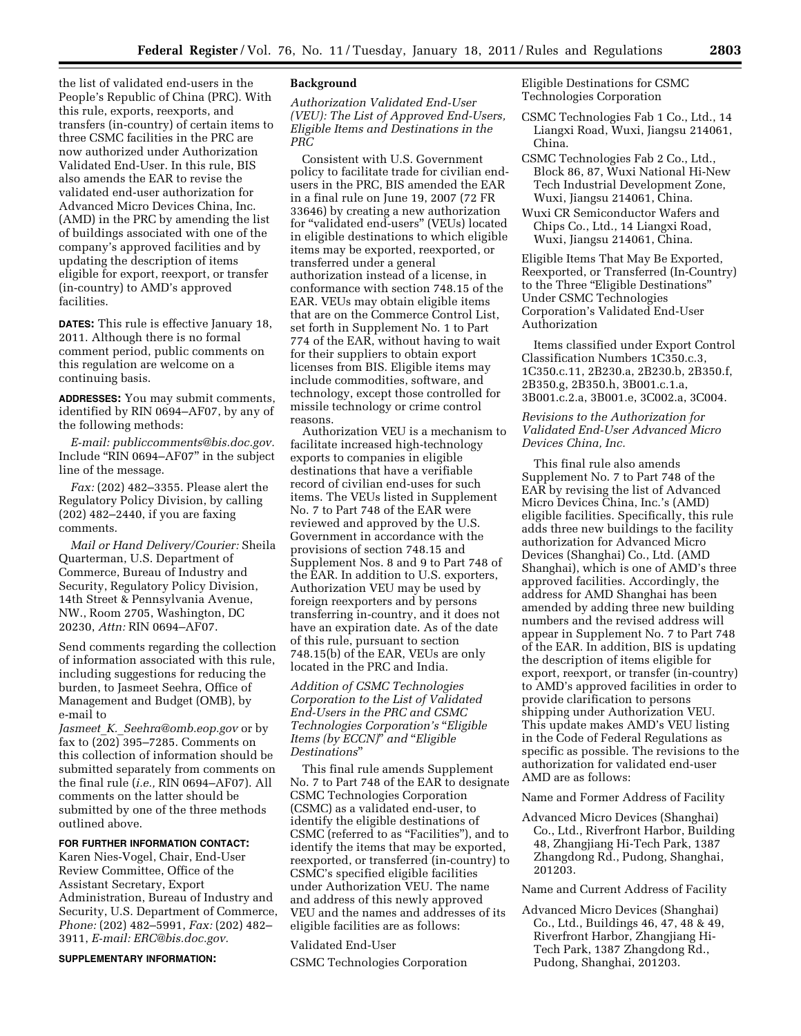the list of validated end-users in the People's Republic of China (PRC). With this rule, exports, reexports, and transfers (in-country) of certain items to three CSMC facilities in the PRC are now authorized under Authorization Validated End-User. In this rule, BIS also amends the EAR to revise the validated end-user authorization for Advanced Micro Devices China, Inc. (AMD) in the PRC by amending the list of buildings associated with one of the company's approved facilities and by updating the description of items eligible for export, reexport, or transfer (in-country) to AMD's approved facilities.

**DATES:** This rule is effective January 18, 2011. Although there is no formal comment period, public comments on this regulation are welcome on a continuing basis.

**ADDRESSES:** You may submit comments, identified by RIN 0694–AF07, by any of the following methods:

*E-mail: publiccomments@bis.doc.gov.* Include "RIN 0694–AF07" in the subject line of the message.

*Fax:* (202) 482–3355. Please alert the Regulatory Policy Division, by calling (202) 482–2440, if you are faxing comments.

*Mail or Hand Delivery/Courier:* Sheila Quarterman, U.S. Department of Commerce, Bureau of Industry and Security, Regulatory Policy Division, 14th Street & Pennsylvania Avenue, NW., Room 2705, Washington, DC 20230, *Attn:* RIN 0694–AF07.

Send comments regarding the collection of information associated with this rule, including suggestions for reducing the burden, to Jasmeet Seehra, Office of Management and Budget (OMB), by e-mail to *Jasmeet_K._Seehra@omb.eop.gov* or by fax to (202) 395–7285. Comments on this collection of information should be submitted separately from comments on the final rule (*i.e.,* RIN 0694–AF07). All comments on the latter should be submitted by one of the three methods outlined above.

**FOR FURTHER INFORMATION CONTACT:** Karen Nies-Vogel, Chair, End-User Review Committee, Office of the Assistant Secretary, Export Administration, Bureau of Industry and Security, U.S. Department of Commerce, *Phone:* (202) 482–5991, *Fax:* (202) 482–3911, *E-mail: ERC@bis.doc.gov.*

**SUPPLEMENTARY INFORMATION:**

## Background

*Authorization Validated End-User (VEU): The List of Approved End-Users, Eligible Items and Destinations in the PRC*

Consistent with U.S. Government policy to facilitate trade for civilian end-users in the PRC, BIS amended the EAR in a final rule on June 19, 2007 (72 FR 33646) by creating a new authorization for "validated end-users" (VEUs) located in eligible destinations to which eligible items may be exported, reexported, or transferred under a general authorization instead of a license, in conformance with section 748.15 of the EAR. VEUs may obtain eligible items that are on the Commerce Control List, set forth in Supplement No. 1 to Part 774 of the EAR, without having to wait for their suppliers to obtain export licenses from BIS. Eligible items may include commodities, software, and technology, except those controlled for missile technology or crime control reasons.

Authorization VEU is a mechanism to facilitate increased high-technology exports to companies in eligible destinations that have a verifiable record of civilian end-uses for such items. The VEUs listed in Supplement No. 7 to Part 748 of the EAR were reviewed and approved by the U.S. Government in accordance with the provisions of section 748.15 and Supplement Nos. 8 and 9 to Part 748 of the EAR. In addition to U.S. exporters, Authorization VEU may be used by foreign reexporters and by persons transferring in-country, and it does not have an expiration date. As of the date of this rule, pursuant to section 748.15(b) of the EAR, VEUs are only located in the PRC and India.

*Addition of CSMC Technologies Corporation to the List of Validated End-Users in the PRC and CSMC Technologies Corporation's "Eligible Items (by ECCN)" and "Eligible Destinations"*

This final rule amends Supplement No. 7 to Part 748 of the EAR to designate CSMC Technologies Corporation (CSMC) as a validated end-user, to identify the eligible destinations of CSMC (referred to as "Facilities"), and to identify the items that may be exported, reexported, or transferred (in-country) to CSMC's specified eligible facilities under Authorization VEU. The name and address of this newly approved VEU and the names and addresses of its eligible facilities are as follows:

Validated End-User

CSMC Technologies Corporation

Eligible Destinations for CSMC Technologies Corporation

CSMC Technologies Fab 1 Co., Ltd., 14 Liangxi Road, Wuxi, Jiangsu 214061, China.

CSMC Technologies Fab 2 Co., Ltd., Block 86, 87, Wuxi National Hi-New Tech Industrial Development Zone, Wuxi, Jiangsu 214061, China.

Wuxi CR Semiconductor Wafers and Chips Co., Ltd., 14 Liangxi Road, Wuxi, Jiangsu 214061, China.

Eligible Items That May Be Exported, Reexported, or Transferred (In-Country) to the Three "Eligible Destinations" Under CSMC Technologies Corporation's Validated End-User Authorization

Items classified under Export Control Classification Numbers 1C350.c.3, 1C350.c.11, 2B230.a, 2B230.b, 2B350.f, 2B350.g, 2B350.h, 3B001.c.1.a, 3B001.c.2.a, 3B001.e, 3C002.a, 3C004.

*Revisions to the Authorization for Validated End-User Advanced Micro Devices China, Inc.*

This final rule also amends Supplement No. 7 to Part 748 of the EAR by revising the list of Advanced Micro Devices China, Inc.'s (AMD) eligible facilities. Specifically, this rule adds three new buildings to the facility authorization for Advanced Micro Devices (Shanghai) Co., Ltd. (AMD Shanghai), which is one of AMD's three approved facilities. Accordingly, the address for AMD Shanghai has been amended by adding three new building numbers and the revised address will appear in Supplement No. 7 to Part 748 of the EAR. In addition, BIS is updating the description of items eligible for export, reexport, or transfer (in-country) to AMD's approved facilities in order to provide clarification to persons shipping under Authorization VEU. This update makes AMD's VEU listing in the Code of Federal Regulations as specific as possible. The revisions to the authorization for validated end-user AMD are as follows:

Name and Former Address of Facility

Advanced Micro Devices (Shanghai) Co., Ltd., Riverfront Harbor, Building 48, Zhangjiang Hi-Tech Park, 1387 Zhangdong Rd., Pudong, Shanghai, 201203.

Name and Current Address of Facility

Advanced Micro Devices (Shanghai) Co., Ltd., Buildings 46, 47, 48 & 49, Riverfront Harbor, Zhangjiang Hi-Tech Park, 1387 Zhangdong Rd., Pudong, Shanghai, 201203.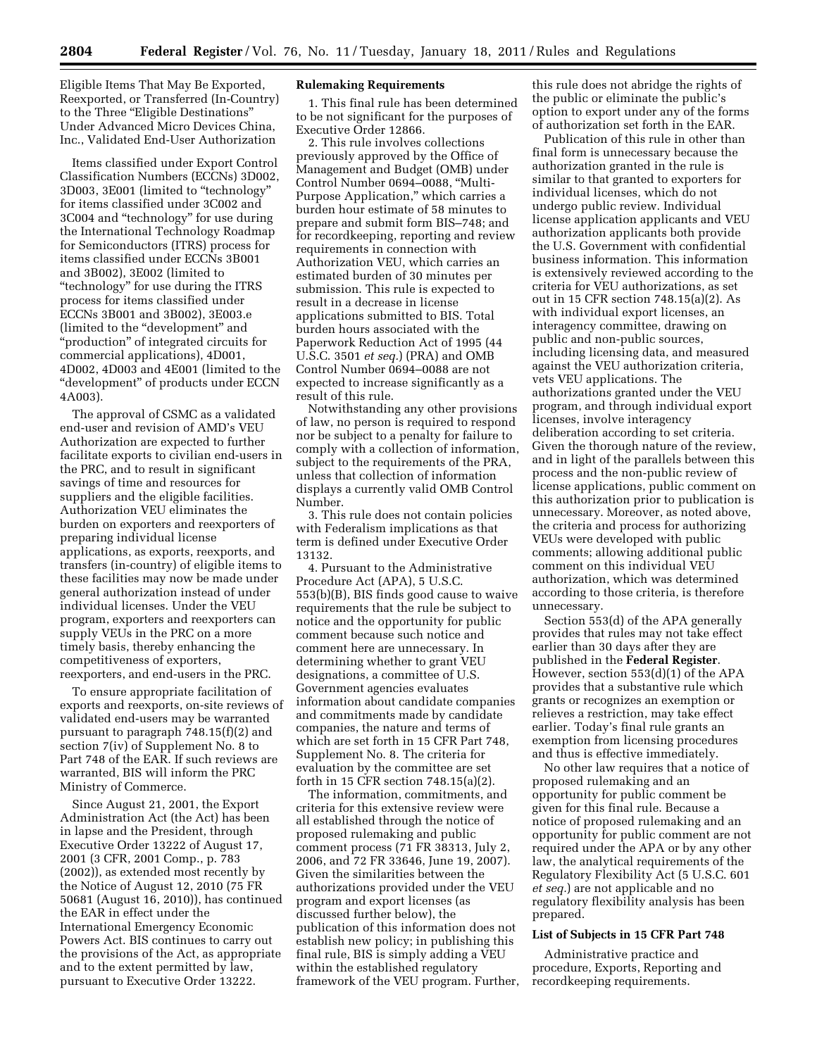Eligible Items That May Be Exported, Reexported, or Transferred (In-Country) to the Three "Eligible Destinations" Under Advanced Micro Devices China, Inc., Validated End-User Authorization

Items classified under Export Control Classification Numbers (ECCNs) 3D002, 3D003, 3E001 (limited to "technology" for items classified under 3C002 and 3C004 and "technology" for use during the International Technology Roadmap for Semiconductors (ITRS) process for items classified under ECCNs 3B001 and 3B002), 3E002 (limited to "technology" for use during the ITRS process for items classified under ECCNs 3B001 and 3B002), 3E003.e (limited to the "development" and "production" of integrated circuits for commercial applications), 4D001, 4D002, 4D003 and 4E001 (limited to the "development" of products under ECCN 4A003).

The approval of CSMC as a validated end-user and revision of AMD's VEU Authorization are expected to further facilitate exports to civilian end-users in the PRC, and to result in significant savings of time and resources for suppliers and the eligible facilities. Authorization VEU eliminates the burden on exporters and reexporters of preparing individual license applications, as exports, reexports, and transfers (in-country) of eligible items to these facilities may now be made under general authorization instead of under individual licenses. Under the VEU program, exporters and reexporters can supply VEUs in the PRC on a more timely basis, thereby enhancing the competitiveness of exporters, reexporters, and end-users in the PRC.

To ensure appropriate facilitation of exports and reexports, on-site reviews of validated end-users may be warranted pursuant to paragraph 748.15(f)(2) and section 7(iv) of Supplement No. 8 to Part 748 of the EAR. If such reviews are warranted, BIS will inform the PRC Ministry of Commerce.

Since August 21, 2001, the Export Administration Act (the Act) has been in lapse and the President, through Executive Order 13222 of August 17, 2001 (3 CFR, 2001 Comp., p. 783 (2002)), as extended most recently by the Notice of August 12, 2010 (75 FR 50681 (August 16, 2010)), has continued the EAR in effect under the International Emergency Economic Powers Act. BIS continues to carry out the provisions of the Act, as appropriate and to the extent permitted by law, pursuant to Executive Order 13222.

### Rulemaking Requirements

1. This final rule has been determined to be not significant for the purposes of Executive Order 12866.

2. This rule involves collections previously approved by the Office of Management and Budget (OMB) under Control Number 0694–0088, "Multi-Purpose Application," which carries a burden hour estimate of 58 minutes to prepare and submit form BIS–748; and for recordkeeping, reporting and review requirements in connection with Authorization VEU, which carries an estimated burden of 30 minutes per submission. This rule is expected to result in a decrease in license applications submitted to BIS. Total burden hours associated with the Paperwork Reduction Act of 1995 (44 U.S.C. 3501 *et seq.*) (PRA) and OMB Control Number 0694–0088 are not expected to increase significantly as a result of this rule.

Notwithstanding any other provisions of law, no person is required to respond nor be subject to a penalty for failure to comply with a collection of information, subject to the requirements of the PRA, unless that collection of information displays a currently valid OMB Control Number.

3. This rule does not contain policies with Federalism implications as that term is defined under Executive Order 13132.

4. Pursuant to the Administrative Procedure Act (APA), 5 U.S.C. 553(b)(B), BIS finds good cause to waive requirements that the rule be subject to notice and the opportunity for public comment because such notice and comment here are unnecessary. In determining whether to grant VEU designations, a committee of U.S. Government agencies evaluates information about candidate companies and commitments made by candidate companies, the nature and terms of which are set forth in 15 CFR Part 748, Supplement No. 8. The criteria for evaluation by the committee are set forth in 15 CFR section 748.15(a)(2).

The information, commitments, and criteria for this extensive review were all established through the notice of proposed rulemaking and public comment process (71 FR 38313, July 2, 2006, and 72 FR 33646, June 19, 2007). Given the similarities between the authorizations provided under the VEU program and export licenses (as discussed further below), the publication of this information does not establish new policy; in publishing this final rule, BIS is simply adding a VEU within the established regulatory framework of the VEU program. Further, this rule does not abridge the rights of the public or eliminate the public's option to export under any of the forms of authorization set forth in the EAR.

Publication of this rule in other than final form is unnecessary because the authorization granted in the rule is similar to that granted to exporters for individual licenses, which do not undergo public review. Individual license application applicants and VEU authorization applicants both provide the U.S. Government with confidential business information. This information is extensively reviewed according to the criteria for VEU authorizations, as set out in 15 CFR section 748.15(a)(2). As with individual export licenses, an interagency committee, drawing on public and non-public sources, including licensing data, and measured against the VEU authorization criteria, vets VEU applications. The authorizations granted under the VEU program, and through individual export licenses, involve interagency deliberation according to set criteria. Given the thorough nature of the review, and in light of the parallels between this process and the non-public review of license applications, public comment on this authorization prior to publication is unnecessary. Moreover, as noted above, the criteria and process for authorizing VEUs were developed with public comments; allowing additional public comment on this individual VEU authorization, which was determined according to those criteria, is therefore unnecessary.

Section 553(d) of the APA generally provides that rules may not take effect earlier than 30 days after they are published in the **Federal Register**. However, section 553(d)(1) of the APA provides that a substantive rule which grants or recognizes an exemption or relieves a restriction, may take effect earlier. Today's final rule grants an exemption from licensing procedures and thus is effective immediately.

No other law requires that a notice of proposed rulemaking and an opportunity for public comment be given for this final rule. Because a notice of proposed rulemaking and an opportunity for public comment are not required under the APA or by any other law, the analytical requirements of the Regulatory Flexibility Act (5 U.S.C. 601 *et seq.*) are not applicable and no regulatory flexibility analysis has been prepared.

### List of Subjects in 15 CFR Part 748

Administrative practice and procedure, Exports, Reporting and recordkeeping requirements.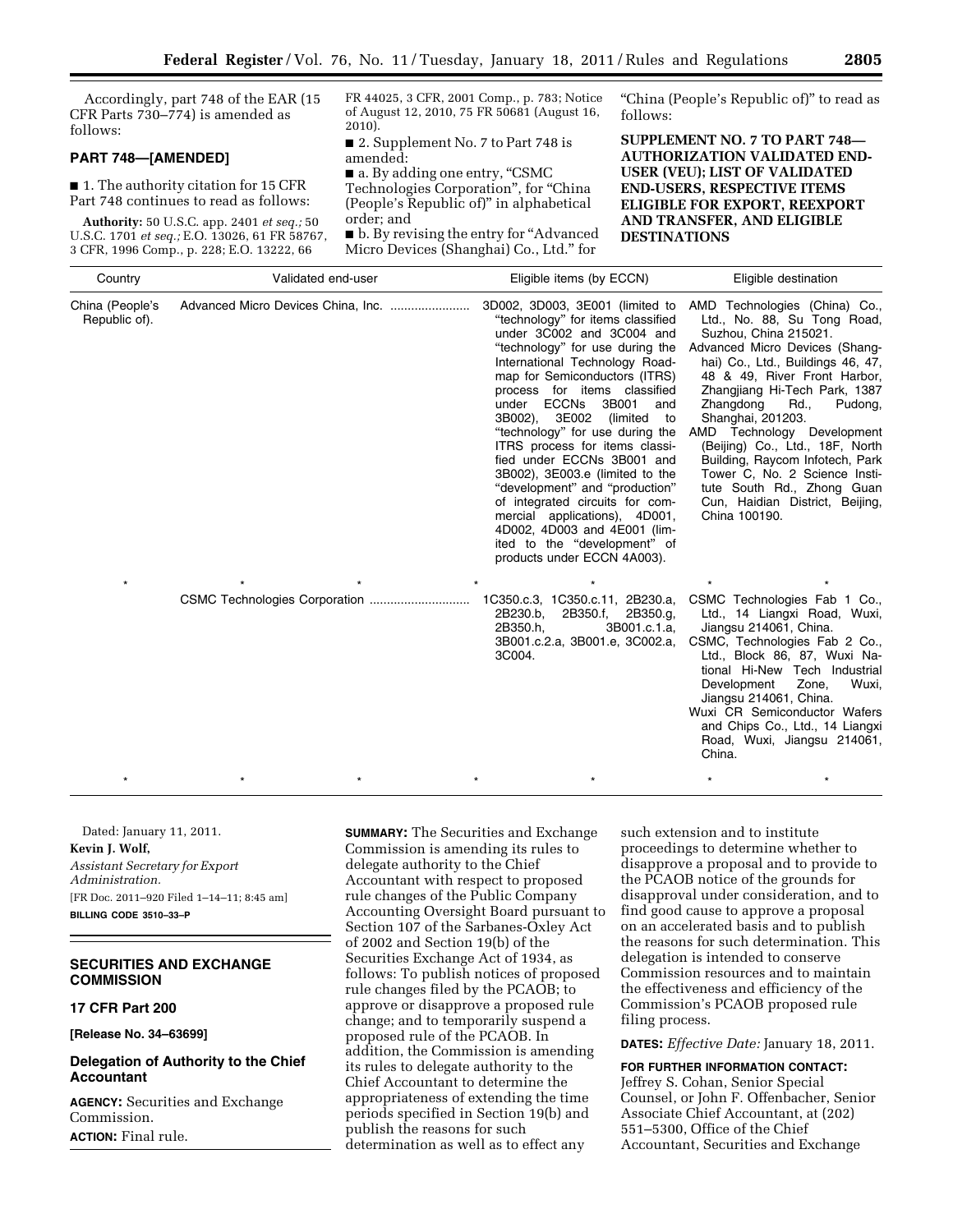Accordingly, part 748 of the EAR (15 CFR Parts 730–774) is amended as follows:

## PART 748—[AMENDED]

■ 1. The authority citation for 15 CFR Part 748 continues to read as follows:

**Authority:** 50 U.S.C. app. 2401 *et seq.*; 50 U.S.C. 1701 *et seq.*; E.O. 13026, 61 FR 58767, 3 CFR, 1996 Comp., p. 228; E.O. 13222, 66 FR 44025, 3 CFR, 2001 Comp., p. 783; Notice of August 12, 2010, 75 FR 50681 (August 16, 2010).

■ 2. Supplement No. 7 to Part 748 is amended:

■ a. By adding one entry, "CSMC Technologies Corporation", for "China (People's Republic of)" in alphabetical order; and

■ b. By revising the entry for "Advanced Micro Devices (Shanghai) Co., Ltd." for "China (People's Republic of)" to read as follows:

### SUPPLEMENT NO. 7 TO PART 748—AUTHORIZATION VALIDATED END-USER (VEU); LIST OF VALIDATED END-USERS, RESPECTIVE ITEMS ELIGIBLE FOR EXPORT, REEXPORT AND TRANSFER, AND ELIGIBLE DESTINATIONS

| Country | Validated end-user | Eligible items (by ECCN) | Eligible destination |
|---|---|---|---|
| China (People's Republic of). | Advanced Micro Devices China, Inc. | 3D002, 3D003, 3E001 (limited to "technology" for items classified under 3C002 and 3C004 and "technology" for use during the International Technology Roadmap for Semiconductors (ITRS) process for items classified under ECCNs 3B001 and 3B002), 3E002 (limited to "technology" for use during the ITRS process for items classified under ECCNs 3B001 and 3B002), 3E003.e (limited to the "development" and "production" of integrated circuits for commercial applications), 4D001, 4D002, 4D003 and 4E001 (limited to the "development" of products under ECCN 4A003). | AMD Technologies (China) Co., Ltd., No. 88, Su Tong Road, Suzhou, China 215021. Advanced Micro Devices (Shanghai) Co., Ltd., Buildings 46, 47, 48 & 49, River Front Harbor, Zhangjiang Hi-Tech Park, 1387 Zhangdong Rd., Pudong, Shanghai, 201203. AMD Technology Development (Beijing) Co., Ltd., 18F, North Building, Raycom Infotech, Park Tower C, No. 2 Science Institute South Rd., Zhong Guan Cun, Haidian District, Beijing, China 100190. |
| * * * | * * | * * | * * |
| | CSMC Technologies Corporation | 1C350.c.3, 1C350.c.11, 2B230.a, 2B230.b, 2B350.f, 2B350.g, 2B350.h, 3B001.c.1.a, 3B001.c.2.a, 3B001.e, 3C002.a, 3C004. | CSMC Technologies Fab 1 Co., Ltd., 14 Liangxi Road, Wuxi, Jiangsu 214061, China. CSMC, Technologies Fab 2 Co., Ltd., Block 86, 87, Wuxi National Hi-New Tech Industrial Development Zone, Wuxi, Jiangsu 214061, China. Wuxi CR Semiconductor Wafers and Chips Co., Ltd., 14 Liangxi Road, Wuxi, Jiangsu 214061, China. |
| * * * | * * | * * | * * |

Dated: January 11, 2011.

**Kevin J. Wolf,**

*Assistant Secretary for Export Administration.*

[FR Doc. 2011–920 Filed 1–14–11; 8:45 am]

**BILLING CODE 3510–33–P**

## SECURITIES AND EXCHANGE COMMISSION

### 17 CFR Part 200

**[Release No. 34–63699]**

### Delegation of Authority to the Chief Accountant

**AGENCY:** Securities and Exchange Commission.

**ACTION:** Final rule.

**SUMMARY:** The Securities and Exchange Commission is amending its rules to delegate authority to the Chief Accountant with respect to proposed rule changes of the Public Company Accounting Oversight Board pursuant to Section 107 of the Sarbanes-Oxley Act of 2002 and Section 19(b) of the Securities Exchange Act of 1934, as follows: To publish notices of proposed rule changes filed by the PCAOB; to approve or disapprove a proposed rule change; and to temporarily suspend a proposed rule of the PCAOB. In addition, the Commission is amending its rules to delegate authority to the Chief Accountant to determine the appropriateness of extending the time periods specified in Section 19(b) and publish the reasons for such determination as well as to effect any such extension and to institute proceedings to determine whether to disapprove a proposal and to provide to the PCAOB notice of the grounds for disapproval under consideration, and to find good cause to approve a proposal on an accelerated basis and to publish the reasons for such determination. This delegation is intended to conserve Commission resources and to maintain the effectiveness and efficiency of the Commission's PCAOB proposed rule filing process.

**DATES:** *Effective Date:* January 18, 2011.

**FOR FURTHER INFORMATION CONTACT:** Jeffrey S. Cohan, Senior Special Counsel, or John F. Offenbacher, Senior Associate Chief Accountant, at (202) 551–5300, Office of the Chief Accountant, Securities and Exchange